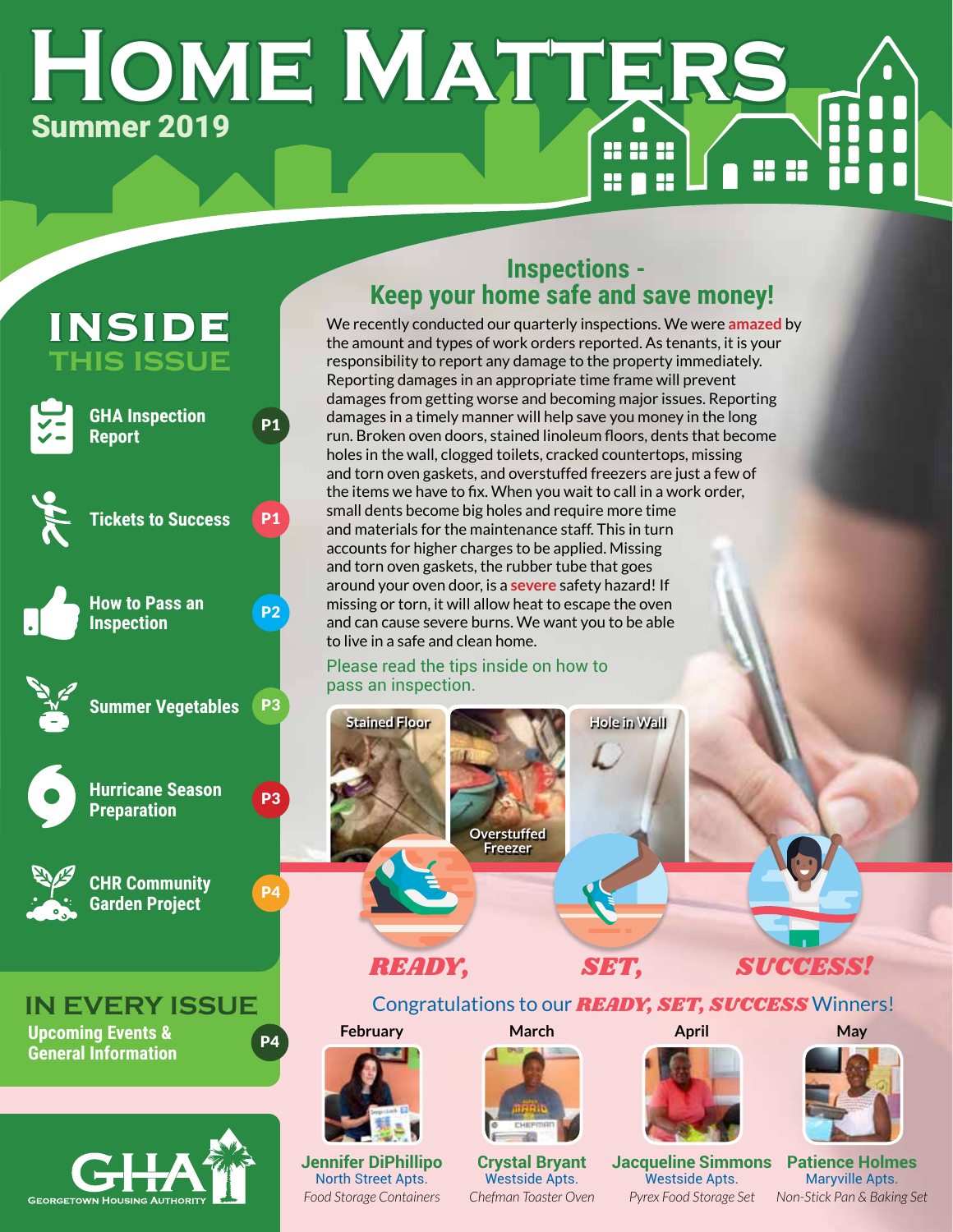# HOME MATTERS

**Summer 2019**

## INSIDE THIS ISSUE

- GHA Inspection Report — P1
- Tickets to Success — P1
- How to Pass an Inspection — P2
- Summer Vegetables — P3
- Hurricane Season Preparation — P3
- CHR Community Garden Project — P4

## IN EVERY ISSUE

- Upcoming Events & General Information — P4

GHA
Georgetown Housing Authority

## Inspections - Keep your home safe and save money!

We recently conducted our quarterly inspections. We were **amazed** by the amount and types of work orders reported. As tenants, it is your responsibility to report any damage to the property immediately. Reporting damages in an appropriate time frame will prevent damages from getting worse and becoming major issues. Reporting damages in a timely manner will help save you money in the long run. Broken oven doors, stained linoleum floors, dents that become holes in the wall, clogged toilets, cracked countertops, missing and torn oven gaskets, and overstuffed freezers are just a few of the items we have to fix. When you wait to call in a work order, small dents become big holes and require more time and materials for the maintenance staff. This in turn accounts for higher charges to be applied. Missing and torn oven gaskets, the rubber tube that goes around your oven door, is a **severe** safety hazard! If missing or torn, it will allow heat to escape the oven and can cause severe burns. We want you to be able to live in a safe and clean home.

Please read the tips inside on how to pass an inspection.

Stained Floor | Overstuffed Freezer | Hole in Wall

***READY, SET, SUCCESS!***

Congratulations to our ***READY, SET, SUCCESS*** Winners!

| February | March | April | May |
|---|---|---|---|
| **Jennifer DiPhillipo** | **Crystal Bryant** | **Jacqueline Simmons** | **Patience Holmes** |
| North Street Apts. | Westside Apts. | Westside Apts. | Maryville Apts. |
| *Food Storage Containers* | *Chefman Toaster Oven* | *Pyrex Food Storage Set* | *Non-Stick Pan & Baking Set* |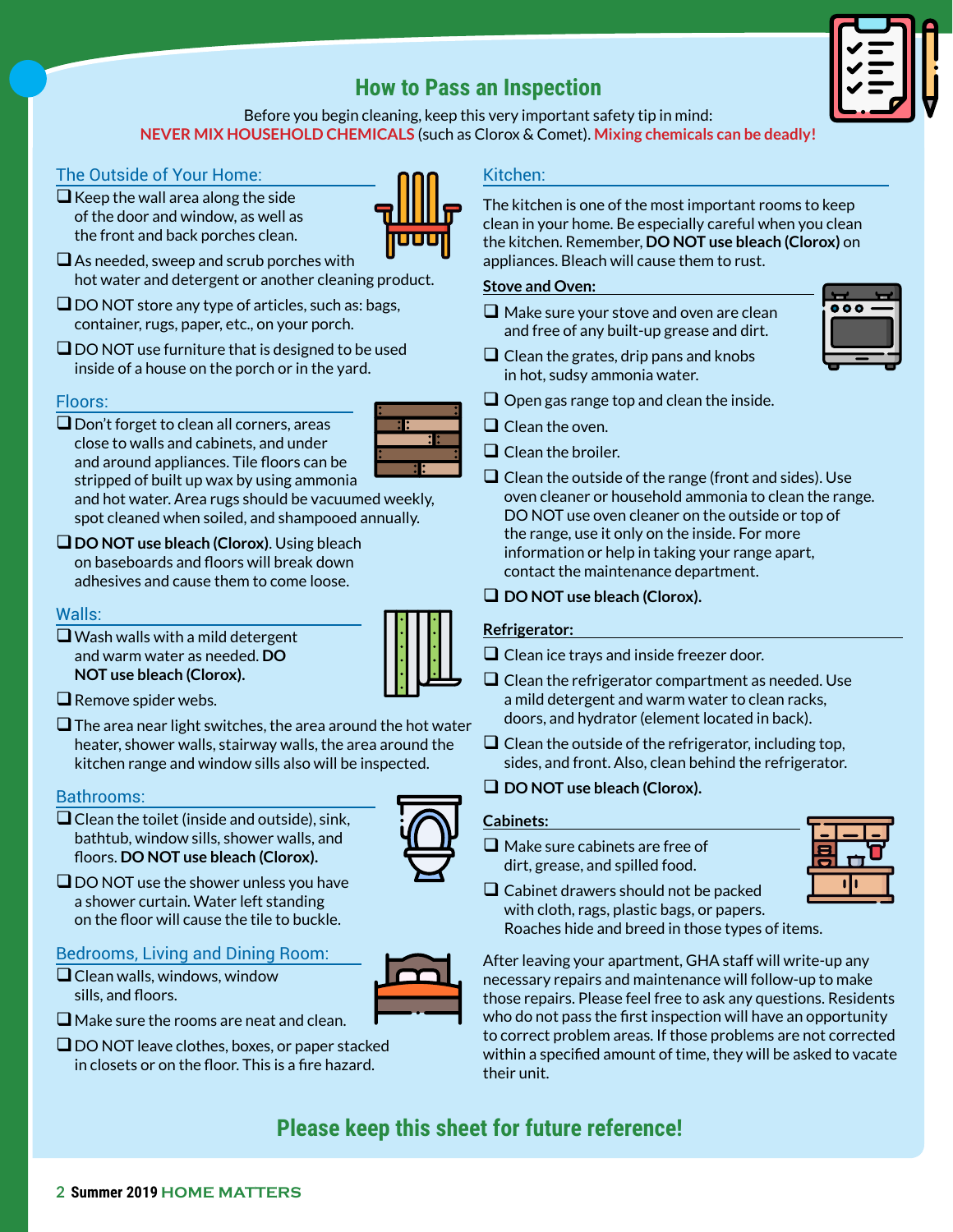# How to Pass an Inspection

Before you begin cleaning, keep this very important safety tip in mind:
**NEVER MIX HOUSEHOLD CHEMICALS** (such as Clorox & Comet). **Mixing chemicals can be deadly!**

## The Outside of Your Home:

- ❑ Keep the wall area along the side of the door and window, as well as the front and back porches clean.
- ❑ As needed, sweep and scrub porches with hot water and detergent or another cleaning product.
- ❑ DO NOT store any type of articles, such as: bags, container, rugs, paper, etc., on your porch.
- ❑ DO NOT use furniture that is designed to be used inside of a house on the porch or in the yard.

## Floors:

- ❑ Don't forget to clean all corners, areas close to walls and cabinets, and under and around appliances. Tile floors can be stripped of built up wax by using ammonia and hot water. Area rugs should be vacuumed weekly, spot cleaned when soiled, and shampooed annually.
- ❑ **DO NOT use bleach (Clorox)**. Using bleach on baseboards and floors will break down adhesives and cause them to come loose.

## Walls:

- ❑ Wash walls with a mild detergent and warm water as needed. **DO NOT use bleach (Clorox).**
- ❑ Remove spider webs.
- ❑ The area near light switches, the area around the hot water heater, shower walls, stairway walls, the area around the kitchen range and window sills also will be inspected.

## Bathrooms:

- ❑ Clean the toilet (inside and outside), sink, bathtub, window sills, shower walls, and floors. **DO NOT use bleach (Clorox).**
- ❑ DO NOT use the shower unless you have a shower curtain. Water left standing on the floor will cause the tile to buckle.

## Bedrooms, Living and Dining Room:

- ❑ Clean walls, windows, window sills, and floors.
- ❑ Make sure the rooms are neat and clean.
- ❑ DO NOT leave clothes, boxes, or paper stacked in closets or on the floor. This is a fire hazard.

## Kitchen:

The kitchen is one of the most important rooms to keep clean in your home. Be especially careful when you clean the kitchen. Remember, **DO NOT use bleach (Clorox)** on appliances. Bleach will cause them to rust.

### Stove and Oven:

- ❑ Make sure your stove and oven are clean and free of any built-up grease and dirt.
- ❑ Clean the grates, drip pans and knobs in hot, sudsy ammonia water.
- ❑ Open gas range top and clean the inside.
- ❑ Clean the oven.
- ❑ Clean the broiler.
- ❑ Clean the outside of the range (front and sides). Use oven cleaner or household ammonia to clean the range. DO NOT use oven cleaner on the outside or top of the range, use it only on the inside. For more information or help in taking your range apart, contact the maintenance department.
- ❑ **DO NOT use bleach (Clorox).**

### Refrigerator:

- ❑ Clean ice trays and inside freezer door.
- ❑ Clean the refrigerator compartment as needed. Use a mild detergent and warm water to clean racks, doors, and hydrator (element located in back).
- ❑ Clean the outside of the refrigerator, including top, sides, and front. Also, clean behind the refrigerator.
- ❑ **DO NOT use bleach (Clorox).**

### Cabinets:

- ❑ Make sure cabinets are free of dirt, grease, and spilled food.
- ❑ Cabinet drawers should not be packed with cloth, rags, plastic bags, or papers. Roaches hide and breed in those types of items.

After leaving your apartment, GHA staff will write-up any necessary repairs and maintenance will follow-up to make those repairs. Please feel free to ask any questions. Residents who do not pass the first inspection will have an opportunity to correct problem areas. If those problems are not corrected within a specified amount of time, they will be asked to vacate their unit.

**Please keep this sheet for future reference!**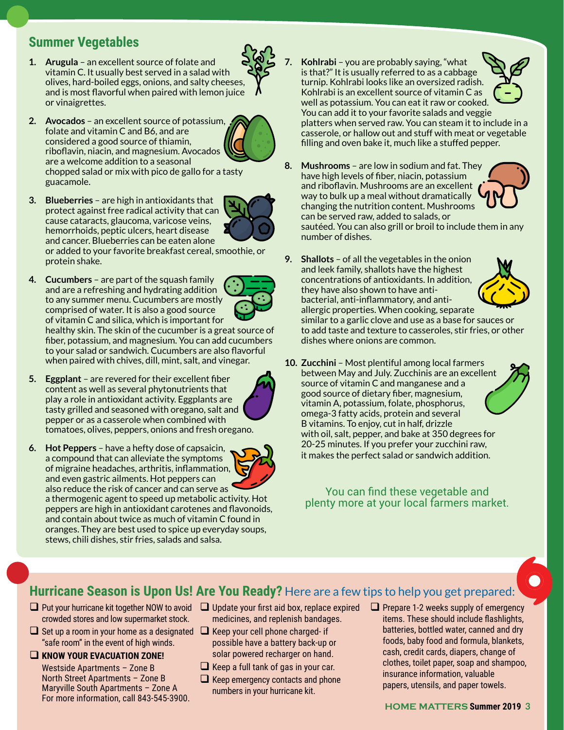## Summer Vegetables

1. **Arugula** – an excellent source of folate and vitamin C. It usually best served in a salad with olives, hard-boiled eggs, onions, and salty cheeses, and is most flavorful when paired with lemon juice or vinaigrettes.
2. **Avocados** – an excellent source of potassium, folate and vitamin C and B6, and are considered a good source of thiamin, riboflavin, niacin, and magnesium. Avocados are a welcome addition to a seasonal chopped salad or mix with pico de gallo for a tasty guacamole.
3. **Blueberries** – are high in antioxidants that protect against free radical activity that can cause cataracts, glaucoma, varicose veins, hemorrhoids, peptic ulcers, heart disease and cancer. Blueberries can be eaten alone or added to your favorite breakfast cereal, smoothie, or protein shake.
4. **Cucumbers** – are part of the squash family and are a refreshing and hydrating addition to any summer menu. Cucumbers are mostly comprised of water. It is also a good source of vitamin C and silica, which is important for healthy skin. The skin of the cucumber is a great source of fiber, potassium, and magnesium. You can add cucumbers to your salad or sandwich. Cucumbers are also flavorful when paired with chives, dill, mint, salt, and vinegar.
5. **Eggplant** – are revered for their excellent fiber content as well as several phytonutrients that play a role in antioxidant activity. Eggplants are tasty grilled and seasoned with oregano, salt and pepper or as a casserole when combined with tomatoes, olives, peppers, onions and fresh oregano.
6. **Hot Peppers** – have a hefty dose of capsaicin, a compound that can alleviate the symptoms of migraine headaches, arthritis, inflammation, and even gastric ailments. Hot peppers can also reduce the risk of cancer and can serve as a thermogenic agent to speed up metabolic activity. Hot peppers are high in antioxidant carotenes and flavonoids, and contain about twice as much of vitamin C found in oranges. They are best used to spice up everyday soups, stews, chili dishes, stir fries, salads and salsa.
7. **Kohlrabi** – you are probably saying, "what is that?" It is usually referred to as a cabbage turnip. Kohlrabi looks like an oversized radish. Kohlrabi is an excellent source of vitamin C as well as potassium. You can eat it raw or cooked. You can add it to your favorite salads and veggie platters when served raw. You can steam it to include in a casserole, or hallow out and stuff with meat or vegetable filling and oven bake it, much like a stuffed pepper.
8. **Mushrooms** – are low in sodium and fat. They have high levels of fiber, niacin, potassium and riboflavin. Mushrooms are an excellent way to bulk up a meal without dramatically changing the nutrition content. Mushrooms can be served raw, added to salads, or sautéed. You can also grill or broil to include them in any number of dishes.
9. **Shallots** – of all the vegetables in the onion and leek family, shallots have the highest concentrations of antioxidants. In addition, they have also shown to have anti-bacterial, anti-inflammatory, and anti-allergic properties. When cooking, separate similar to a garlic clove and use as a base for sauces or to add taste and texture to casseroles, stir fries, or other dishes where onions are common.
10. **Zucchini** – Most plentiful among local farmers between May and July. Zucchinis are an excellent source of vitamin C and manganese and a good source of dietary fiber, magnesium, vitamin A, potassium, folate, phosphorus, omega-3 fatty acids, protein and several B vitamins. To enjoy, cut in half, drizzle with oil, salt, pepper, and bake at 350 degrees for 20-25 minutes. If you prefer your zucchini raw, it makes the perfect salad or sandwich addition.

You can find these vegetable and plenty more at your local farmers market.

## Hurricane Season is Upon Us! Are You Ready? Here are a few tips to help you get prepared:

- ❑ Put your hurricane kit together NOW to avoid crowded stores and low supermarket stock.
- ❑ Set up a room in your home as a designated "safe room" in the event of high winds.
- ❑ **KNOW YOUR EVACUATION ZONE!**
  Westside Apartments – Zone B
  North Street Apartments – Zone B
  Maryville South Apartments – Zone A
  For more information, call 843-545-3900.
- ❑ Update your first aid box, replace expired medicines, and replenish bandages.
- ❑ Keep your cell phone charged- if possible have a battery back-up or solar powered recharger on hand.
- ❑ Keep a full tank of gas in your car.
- ❑ Keep emergency contacts and phone numbers in your hurricane kit.
- ❑ Prepare 1-2 weeks supply of emergency items. These should include flashlights, batteries, bottled water, canned and dry foods, baby food and formula, blankets, cash, credit cards, diapers, change of clothes, toilet paper, soap and shampoo, insurance information, valuable papers, utensils, and paper towels.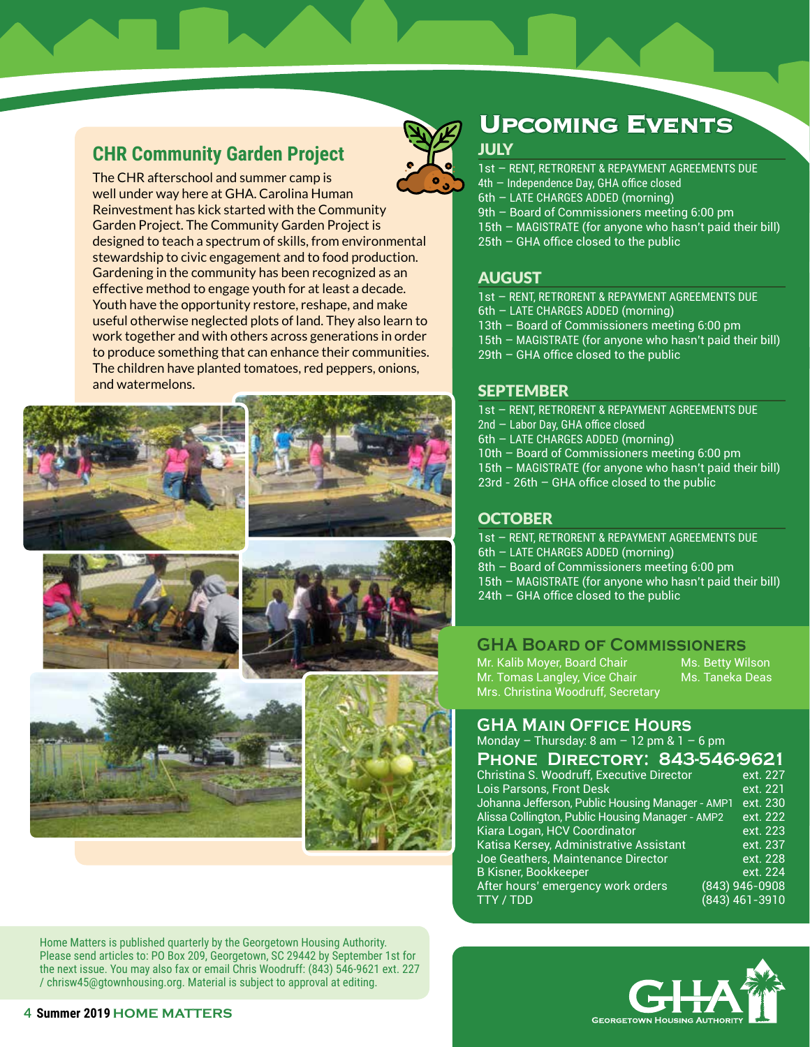## CHR Community Garden Project

The CHR afterschool and summer camp is well under way here at GHA. Carolina Human Reinvestment has kick started with the Community Garden Project. The Community Garden Project is designed to teach a spectrum of skills, from environmental stewardship to civic engagement and to food production. Gardening in the community has been recognized as an effective method to engage youth for at least a decade. Youth have the opportunity restore, reshape, and make useful otherwise neglected plots of land. They also learn to work together and with others across generations in order to produce something that can enhance their communities. The children have planted tomatoes, red peppers, onions, and watermelons.

Home Matters is published quarterly by the Georgetown Housing Authority. Please send articles to: PO Box 209, Georgetown, SC 29442 by September 1st for the next issue. You may also fax or email Chris Woodruff: (843) 546-9621 ext. 227 / chrisw45@gtownhousing.org. Material is subject to approval at editing.

## Upcoming Events

### JULY

1st – RENT, RETRORENT & REPAYMENT AGREEMENTS DUE
4th – Independence Day, GHA office closed
6th – LATE CHARGES ADDED (morning)
9th – Board of Commissioners meeting 6:00 pm
15th – MAGISTRATE (for anyone who hasn't paid their bill)
25th – GHA office closed to the public

### AUGUST

1st – RENT, RETRORENT & REPAYMENT AGREEMENTS DUE
6th – LATE CHARGES ADDED (morning)
13th – Board of Commissioners meeting 6:00 pm
15th – MAGISTRATE (for anyone who hasn't paid their bill)
29th – GHA office closed to the public

### SEPTEMBER

1st – RENT, RETRORENT & REPAYMENT AGREEMENTS DUE
2nd – Labor Day, GHA office closed
6th – LATE CHARGES ADDED (morning)
10th – Board of Commissioners meeting 6:00 pm
15th – MAGISTRATE (for anyone who hasn't paid their bill)
23rd - 26th – GHA office closed to the public

### OCTOBER

1st – RENT, RETRORENT & REPAYMENT AGREEMENTS DUE
6th – LATE CHARGES ADDED (morning)
8th – Board of Commissioners meeting 6:00 pm
15th – MAGISTRATE (for anyone who hasn't paid their bill)
24th – GHA office closed to the public

## GHA Board of Commissioners

Mr. Kalib Moyer, Board Chair
Mr. Tomas Langley, Vice Chair
Mrs. Christina Woodruff, Secretary
Ms. Betty Wilson
Ms. Taneka Deas

## GHA Main Office Hours

Monday – Thursday: 8 am – 12 pm & 1 – 6 pm

## Phone Directory: 843-546-9621

| | |
|---|---|
| Christina S. Woodruff, Executive Director | ext. 227 |
| Lois Parsons, Front Desk | ext. 221 |
| Johanna Jefferson, Public Housing Manager - AMP1 | ext. 230 |
| Alissa Collington, Public Housing Manager - AMP2 | ext. 222 |
| Kiara Logan, HCV Coordinator | ext. 223 |
| Katisa Kersey, Administrative Assistant | ext. 237 |
| Joe Geathers, Maintenance Director | ext. 228 |
| B Kisner, Bookkeeper | ext. 224 |
| After hours' emergency work orders | (843) 946-0908 |
| TTY / TDD | (843) 461-3910 |

GHA
Georgetown Housing Authority